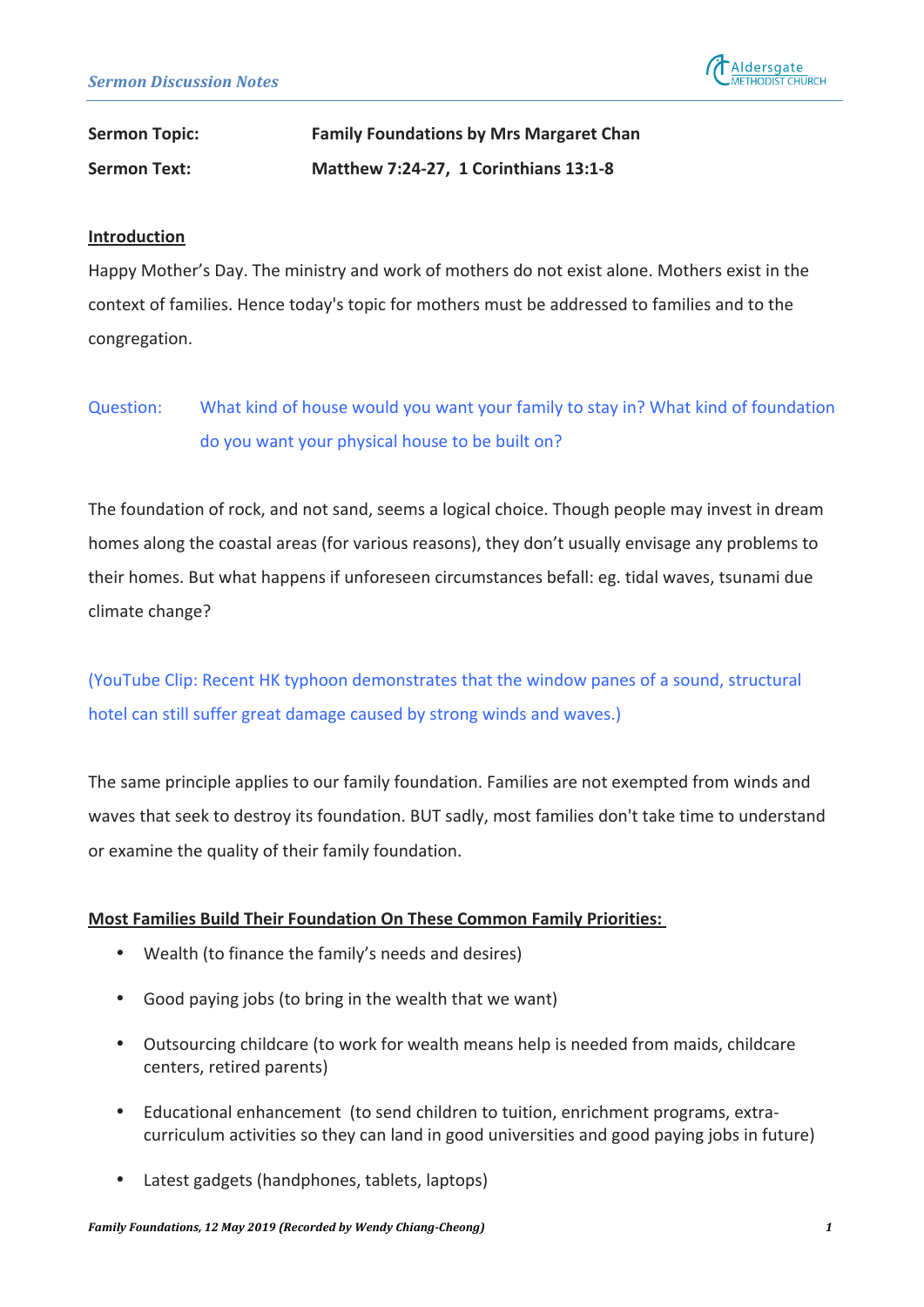*Sermon Discussion Notes*

**Sermon Topic:** **Family Foundations by Mrs Margaret Chan**

**Sermon Text:** **Matthew 7:24-27, 1 Corinthians 13:1-8**

## Introduction

Happy Mother's Day. The ministry and work of mothers do not exist alone. Mothers exist in the context of families. Hence today's topic for mothers must be addressed to families and to the congregation.

Question: What kind of house would you want your family to stay in? What kind of foundation do you want your physical house to be built on?

The foundation of rock, and not sand, seems a logical choice. Though people may invest in dream homes along the coastal areas (for various reasons), they don't usually envisage any problems to their homes. But what happens if unforeseen circumstances befall: eg. tidal waves, tsunami due climate change?

(YouTube Clip: Recent HK typhoon demonstrates that the window panes of a sound, structural hotel can still suffer great damage caused by strong winds and waves.)

The same principle applies to our family foundation. Families are not exempted from winds and waves that seek to destroy its foundation. BUT sadly, most families don't take time to understand or examine the quality of their family foundation.

## Most Families Build Their Foundation On These Common Family Priorities:

- Wealth (to finance the family's needs and desires)
- Good paying jobs (to bring in the wealth that we want)
- Outsourcing childcare (to work for wealth means help is needed from maids, childcare centers, retired parents)
- Educational enhancement (to send children to tuition, enrichment programs, extra-curriculum activities so they can land in good universities and good paying jobs in future)
- Latest gadgets (handphones, tablets, laptops)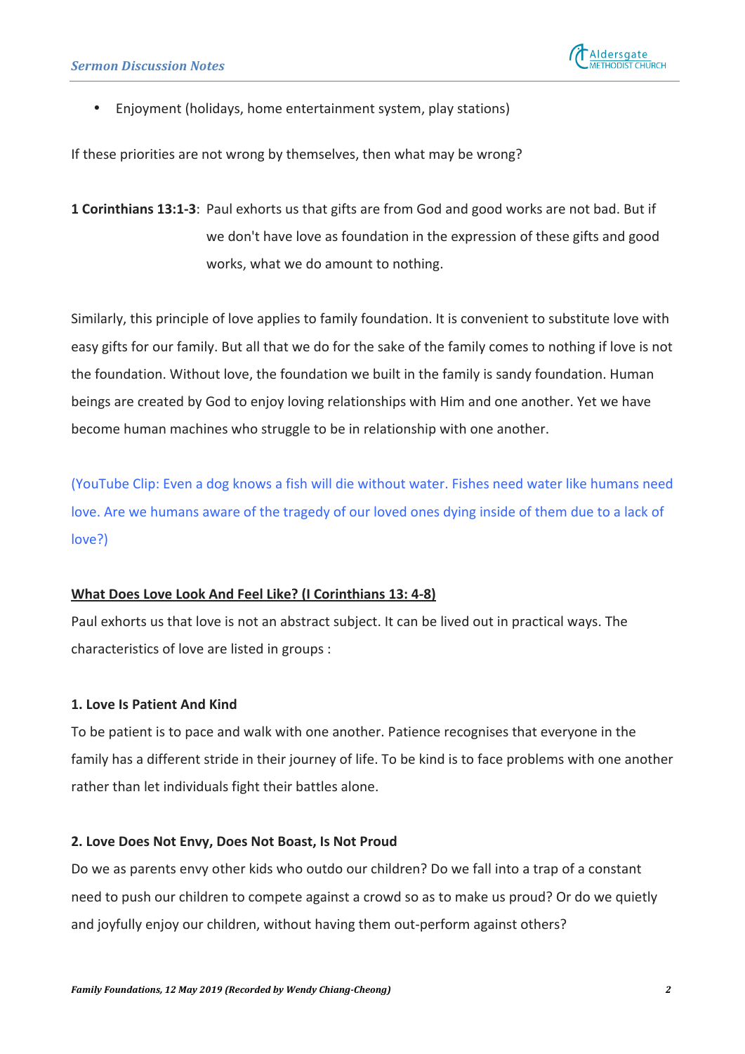- Enjoyment (holidays, home entertainment system, play stations)

If these priorities are not wrong by themselves, then what may be wrong?

**1 Corinthians 13:1-3**: Paul exhorts us that gifts are from God and good works are not bad. But if we don't have love as foundation in the expression of these gifts and good works, what we do amount to nothing.

Similarly, this principle of love applies to family foundation. It is convenient to substitute love with easy gifts for our family. But all that we do for the sake of the family comes to nothing if love is not the foundation. Without love, the foundation we built in the family is sandy foundation. Human beings are created by God to enjoy loving relationships with Him and one another. Yet we have become human machines who struggle to be in relationship with one another.

(YouTube Clip: Even a dog knows a fish will die without water. Fishes need water like humans need love. Are we humans aware of the tragedy of our loved ones dying inside of them due to a lack of love?)

**<u>What Does Love Look And Feel Like? (I Corinthians 13: 4-8)</u>**

Paul exhorts us that love is not an abstract subject. It can be lived out in practical ways. The characteristics of love are listed in groups :

**1. Love Is Patient And Kind**

To be patient is to pace and walk with one another. Patience recognises that everyone in the family has a different stride in their journey of life. To be kind is to face problems with one another rather than let individuals fight their battles alone.

**2. Love Does Not Envy, Does Not Boast, Is Not Proud**

Do we as parents envy other kids who outdo our children? Do we fall into a trap of a constant need to push our children to compete against a crowd so as to make us proud? Or do we quietly and joyfully enjoy our children, without having them out-perform against others?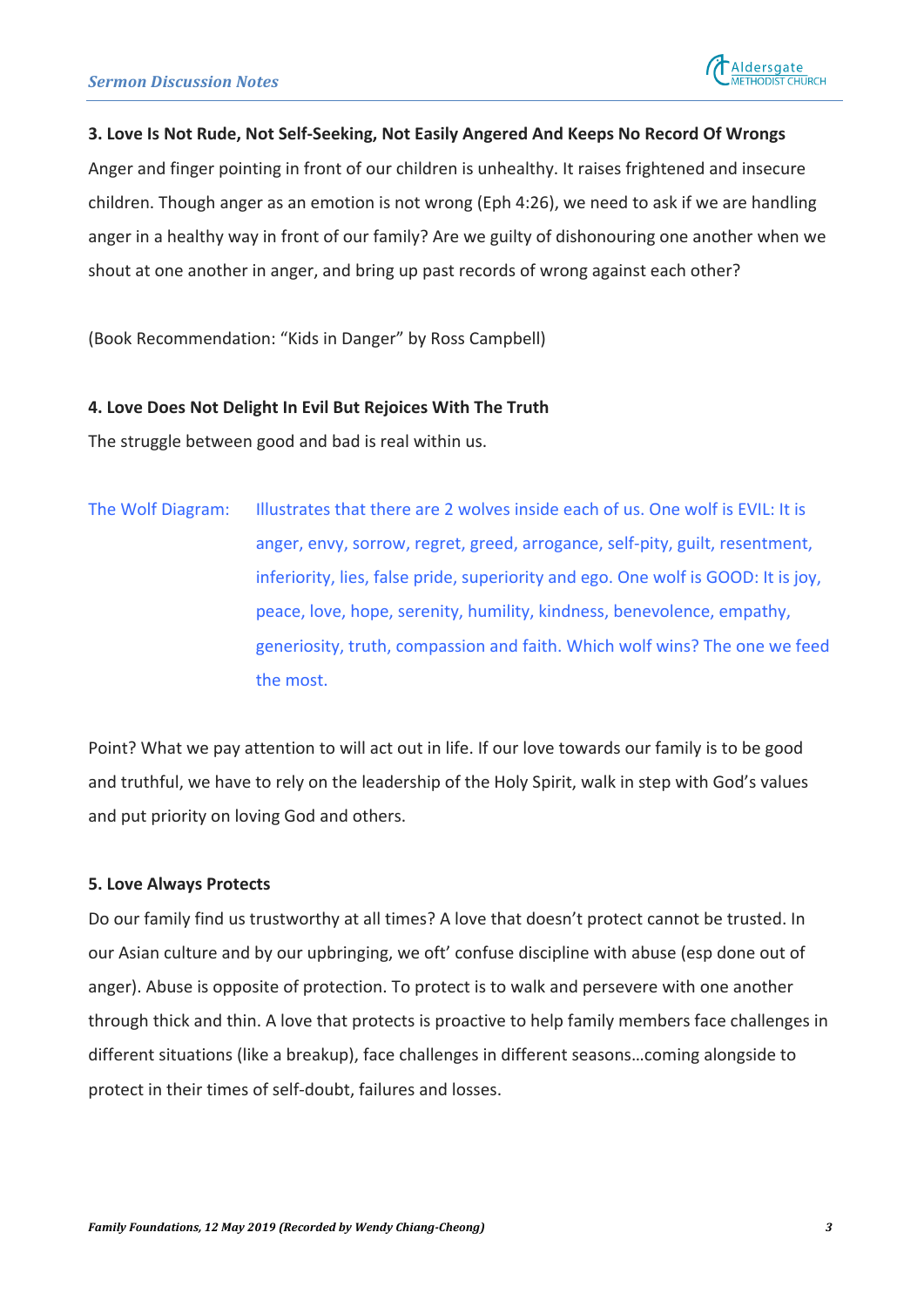**3. Love Is Not Rude, Not Self-Seeking, Not Easily Angered And Keeps No Record Of Wrongs**

Anger and finger pointing in front of our children is unhealthy. It raises frightened and insecure children. Though anger as an emotion is not wrong (Eph 4:26), we need to ask if we are handling anger in a healthy way in front of our family? Are we guilty of dishonouring one another when we shout at one another in anger, and bring up past records of wrong against each other?

(Book Recommendation: "Kids in Danger" by Ross Campbell)

**4. Love Does Not Delight In Evil But Rejoices With The Truth**

The struggle between good and bad is real within us.

The Wolf Diagram: Illustrates that there are 2 wolves inside each of us. One wolf is EVIL: It is anger, envy, sorrow, regret, greed, arrogance, self-pity, guilt, resentment, inferiority, lies, false pride, superiority and ego. One wolf is GOOD: It is joy, peace, love, hope, serenity, humility, kindness, benevolence, empathy, generiosity, truth, compassion and faith. Which wolf wins? The one we feed the most.

Point? What we pay attention to will act out in life. If our love towards our family is to be good and truthful, we have to rely on the leadership of the Holy Spirit, walk in step with God's values and put priority on loving God and others.

**5. Love Always Protects**

Do our family find us trustworthy at all times? A love that doesn't protect cannot be trusted. In our Asian culture and by our upbringing, we oft' confuse discipline with abuse (esp done out of anger). Abuse is opposite of protection. To protect is to walk and persevere with one another through thick and thin. A love that protects is proactive to help family members face challenges in different situations (like a breakup), face challenges in different seasons…coming alongside to protect in their times of self-doubt, failures and losses.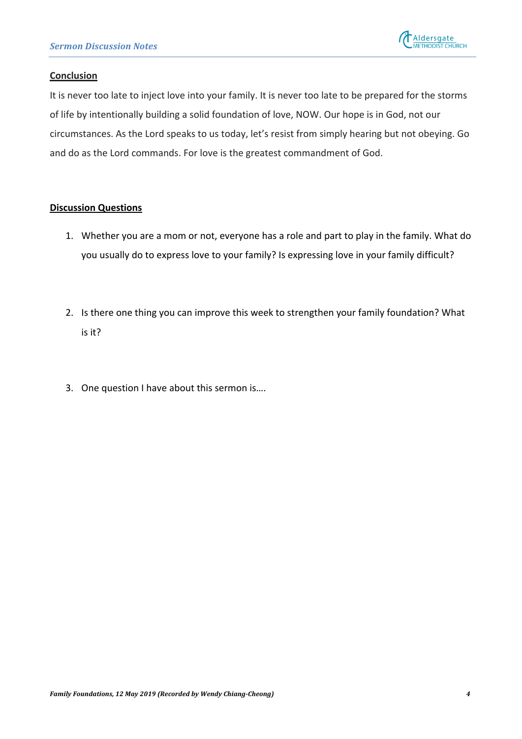## Conclusion

It is never too late to inject love into your family. It is never too late to be prepared for the storms of life by intentionally building a solid foundation of love, NOW. Our hope is in God, not our circumstances. As the Lord speaks to us today, let's resist from simply hearing but not obeying. Go and do as the Lord commands. For love is the greatest commandment of God.

## Discussion Questions

1. Whether you are a mom or not, everyone has a role and part to play in the family. What do you usually do to express love to your family? Is expressing love in your family difficult?

2. Is there one thing you can improve this week to strengthen your family foundation? What is it?

3. One question I have about this sermon is….